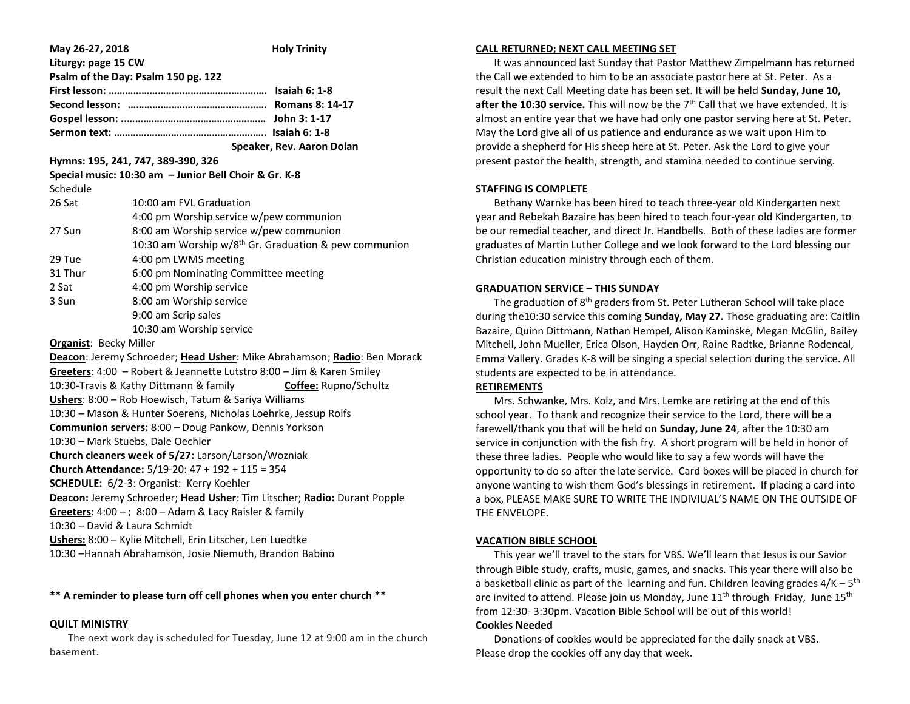**May 26-27, 2018 — Holy Trinity**

**Liturgy: page 15 CW**

**Psalm of the Day: Psalm 150 pg. 122**

**First lesson: ………………………………………………… Isaiah 6: 1-8**

**Second lesson: …………………………………………… Romans 8: 14-17**

**Gospel lesson: ..…………………………………………… John 3: 1-17**

**Sermon text: ………………………………………………. Isaiah 6: 1-8**

**Speaker, Rev. Aaron Dolan**

**Hymns: 195, 241, 747, 389-390, 326**

**Special music: 10:30 am – Junior Bell Choir & Gr. K-8**

Schedule

| | |
|---|---|
| 26 Sat | 10:00 am FVL Graduation |
| | 4:00 pm Worship service w/pew communion |
| 27 Sun | 8:00 am Worship service w/pew communion |
| | 10:30 am Worship w/8th Gr. Graduation & pew communion |
| 29 Tue | 4:00 pm LWMS meeting |
| 31 Thur | 6:00 pm Nominating Committee meeting |
| 2 Sat | 4:00 pm Worship service |
| 3 Sun | 8:00 am Worship service |
| | 9:00 am Scrip sales |
| | 10:30 am Worship service |

**Organist**: Becky Miller

**Deacon**: Jeremy Schroeder; **Head Usher**: Mike Abrahamson; **Radio**: Ben Morack

**Greeters**: 4:00 – Robert & Jeannette Lutstro 8:00 – Jim & Karen Smiley

10:30-Travis & Kathy Dittmann & family **Coffee:** Rupno/Schultz

**Ushers**: 8:00 – Rob Hoewisch, Tatum & Sariya Williams

10:30 – Mason & Hunter Soerens, Nicholas Loehrke, Jessup Rolfs

**Communion servers:** 8:00 – Doug Pankow, Dennis Yorkson

10:30 – Mark Stuebs, Dale Oechler

**Church cleaners week of 5/27:** Larson/Larson/Wozniak

**Church Attendance:** 5/19-20: 47 + 192 + 115 = 354

**SCHEDULE:** 6/2-3: Organist: Kerry Koehler

**Deacon:** Jeremy Schroeder; **Head Usher**: Tim Litscher; **Radio:** Durant Popple

**Greeters**: 4:00 – ; 8:00 – Adam & Lacy Raisler & family

10:30 – David & Laura Schmidt

**Ushers:** 8:00 – Kylie Mitchell, Erin Litscher, Len Luedtke

10:30 –Hannah Abrahamson, Josie Niemuth, Brandon Babino

**\*\* A reminder to please turn off cell phones when you enter church \*\***

## QUILT MINISTRY

The next work day is scheduled for Tuesday, June 12 at 9:00 am in the church basement.

## CALL RETURNED; NEXT CALL MEETING SET

It was announced last Sunday that Pastor Matthew Zimpelmann has returned the Call we extended to him to be an associate pastor here at St. Peter. As a result the next Call Meeting date has been set. It will be held **Sunday, June 10, after the 10:30 service.** This will now be the 7th Call that we have extended. It is almost an entire year that we have had only one pastor serving here at St. Peter. May the Lord give all of us patience and endurance as we wait upon Him to provide a shepherd for His sheep here at St. Peter. Ask the Lord to give your present pastor the health, strength, and stamina needed to continue serving.

## STAFFING IS COMPLETE

Bethany Warnke has been hired to teach three-year old Kindergarten next year and Rebekah Bazaire has been hired to teach four-year old Kindergarten, to be our remedial teacher, and direct Jr. Handbells. Both of these ladies are former graduates of Martin Luther College and we look forward to the Lord blessing our Christian education ministry through each of them.

## GRADUATION SERVICE – THIS SUNDAY

The graduation of 8th graders from St. Peter Lutheran School will take place during the10:30 service this coming **Sunday, May 27.** Those graduating are: Caitlin Bazaire, Quinn Dittmann, Nathan Hempel, Alison Kaminske, Megan McGlin, Bailey Mitchell, John Mueller, Erica Olson, Hayden Orr, Raine Radtke, Brianne Rodencal, Emma Vallery. Grades K-8 will be singing a special selection during the service. All students are expected to be in attendance.

## RETIREMENTS

Mrs. Schwanke, Mrs. Kolz, and Mrs. Lemke are retiring at the end of this school year. To thank and recognize their service to the Lord, there will be a farewell/thank you that will be held on **Sunday, June 24**, after the 10:30 am service in conjunction with the fish fry. A short program will be held in honor of these three ladies. People who would like to say a few words will have the opportunity to do so after the late service. Card boxes will be placed in church for anyone wanting to wish them God's blessings in retirement. If placing a card into a box, PLEASE MAKE SURE TO WRITE THE INDIVIUAL'S NAME ON THE OUTSIDE OF THE ENVELOPE.

## VACATION BIBLE SCHOOL

This year we'll travel to the stars for VBS. We'll learn that Jesus is our Savior through Bible study, crafts, music, games, and snacks. This year there will also be a basketball clinic as part of the learning and fun. Children leaving grades 4/K – 5th are invited to attend. Please join us Monday, June 11th through Friday, June 15th from 12:30- 3:30pm. Vacation Bible School will be out of this world!

**Cookies Needed**

Donations of cookies would be appreciated for the daily snack at VBS. Please drop the cookies off any day that week.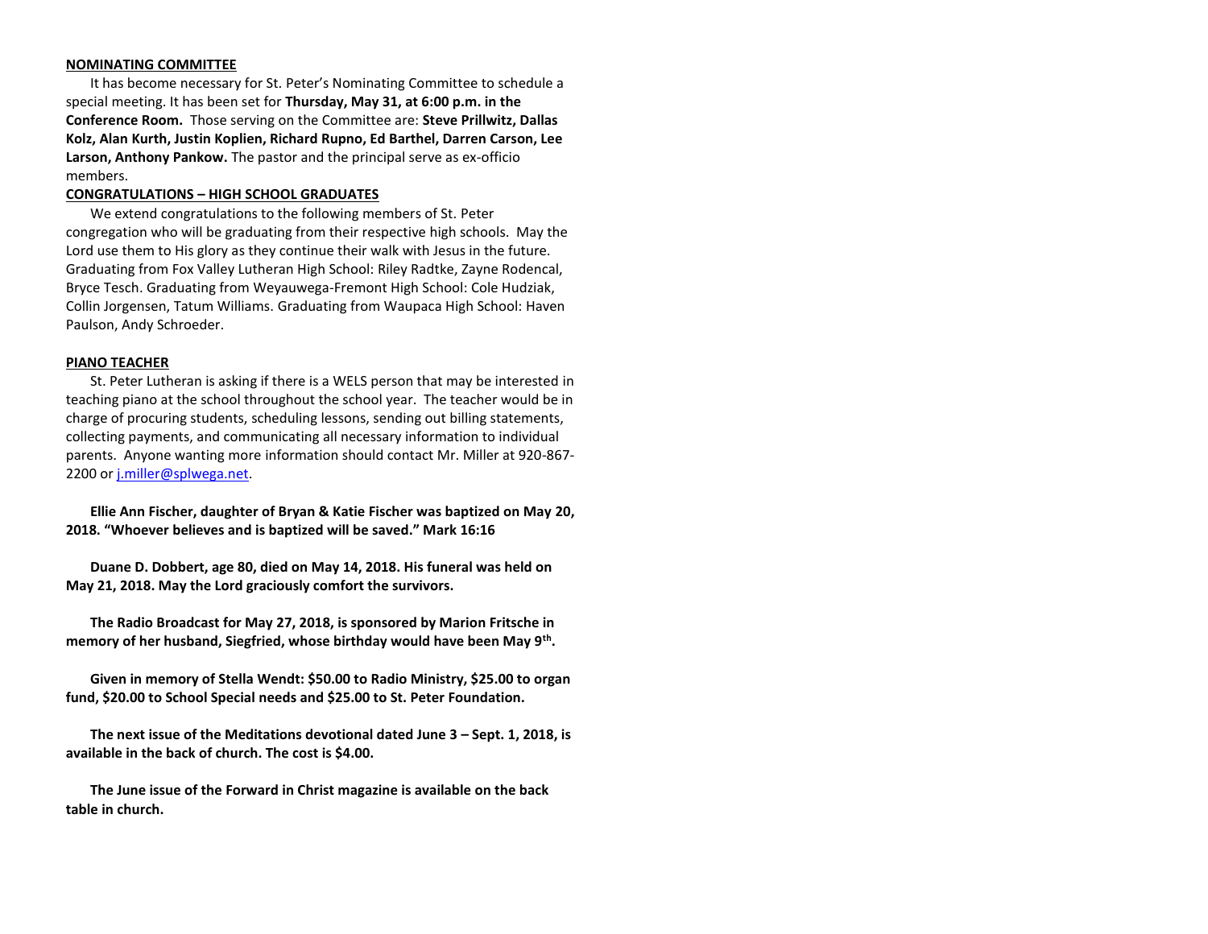**NOMINATING COMMITTEE**

It has become necessary for St. Peter's Nominating Committee to schedule a special meeting. It has been set for **Thursday, May 31, at 6:00 p.m. in the Conference Room.** Those serving on the Committee are: **Steve Prillwitz, Dallas Kolz, Alan Kurth, Justin Koplien, Richard Rupno, Ed Barthel, Darren Carson, Lee Larson, Anthony Pankow.** The pastor and the principal serve as ex-officio members.

**CONGRATULATIONS – HIGH SCHOOL GRADUATES**

We extend congratulations to the following members of St. Peter congregation who will be graduating from their respective high schools. May the Lord use them to His glory as they continue their walk with Jesus in the future. Graduating from Fox Valley Lutheran High School: Riley Radtke, Zayne Rodencal, Bryce Tesch. Graduating from Weyauwega-Fremont High School: Cole Hudziak, Collin Jorgensen, Tatum Williams. Graduating from Waupaca High School: Haven Paulson, Andy Schroeder.

**PIANO TEACHER**

St. Peter Lutheran is asking if there is a WELS person that may be interested in teaching piano at the school throughout the school year. The teacher would be in charge of procuring students, scheduling lessons, sending out billing statements, collecting payments, and communicating all necessary information to individual parents. Anyone wanting more information should contact Mr. Miller at 920-867-2200 or j.miller@splwega.net.

**Ellie Ann Fischer, daughter of Bryan & Katie Fischer was baptized on May 20, 2018. "Whoever believes and is baptized will be saved." Mark 16:16**

**Duane D. Dobbert, age 80, died on May 14, 2018. His funeral was held on May 21, 2018. May the Lord graciously comfort the survivors.**

**The Radio Broadcast for May 27, 2018, is sponsored by Marion Fritsche in memory of her husband, Siegfried, whose birthday would have been May 9th.**

**Given in memory of Stella Wendt: $50.00 to Radio Ministry, $25.00 to organ fund, $20.00 to School Special needs and $25.00 to St. Peter Foundation.**

**The next issue of the Meditations devotional dated June 3 – Sept. 1, 2018, is available in the back of church. The cost is $4.00.**

**The June issue of the Forward in Christ magazine is available on the back table in church.**